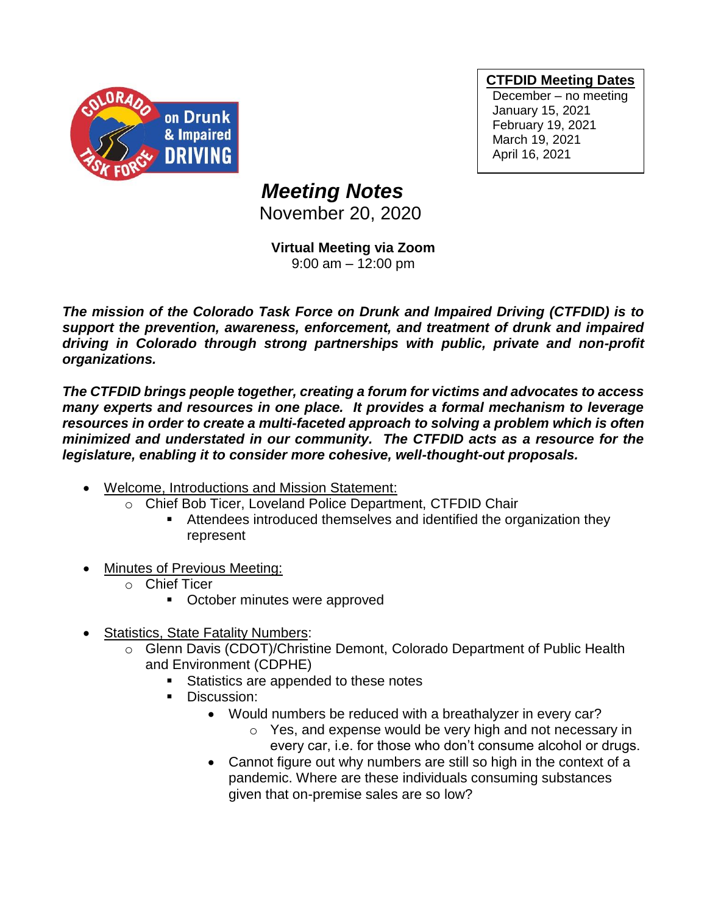**CTFDID Meeting Dates**

December – no meeting
January 15, 2021
February 19, 2021
March 19, 2021
April 16, 2021

# *Meeting Notes*

November 20, 2020

**Virtual Meeting via Zoom**
9:00 am – 12:00 pm

***The mission of the Colorado Task Force on Drunk and Impaired Driving (CTFDID) is to support the prevention, awareness, enforcement, and treatment of drunk and impaired driving in Colorado through strong partnerships with public, private and non-profit organizations.***

***The CTFDID brings people together, creating a forum for victims and advocates to access many experts and resources in one place. It provides a formal mechanism to leverage resources in order to create a multi-faceted approach to solving a problem which is often minimized and understated in our community. The CTFDID acts as a resource for the legislature, enabling it to consider more cohesive, well-thought-out proposals.***

- Welcome, Introductions and Mission Statement:
  - Chief Bob Ticer, Loveland Police Department, CTFDID Chair
    - Attendees introduced themselves and identified the organization they represent
- Minutes of Previous Meeting:
  - Chief Ticer
    - October minutes were approved
- Statistics, State Fatality Numbers:
  - Glenn Davis (CDOT)/Christine Demont, Colorado Department of Public Health and Environment (CDPHE)
    - Statistics are appended to these notes
    - Discussion:
      - Would numbers be reduced with a breathalyzer in every car?
        - Yes, and expense would be very high and not necessary in every car, i.e. for those who don't consume alcohol or drugs.
      - Cannot figure out why numbers are still so high in the context of a pandemic. Where are these individuals consuming substances given that on-premise sales are so low?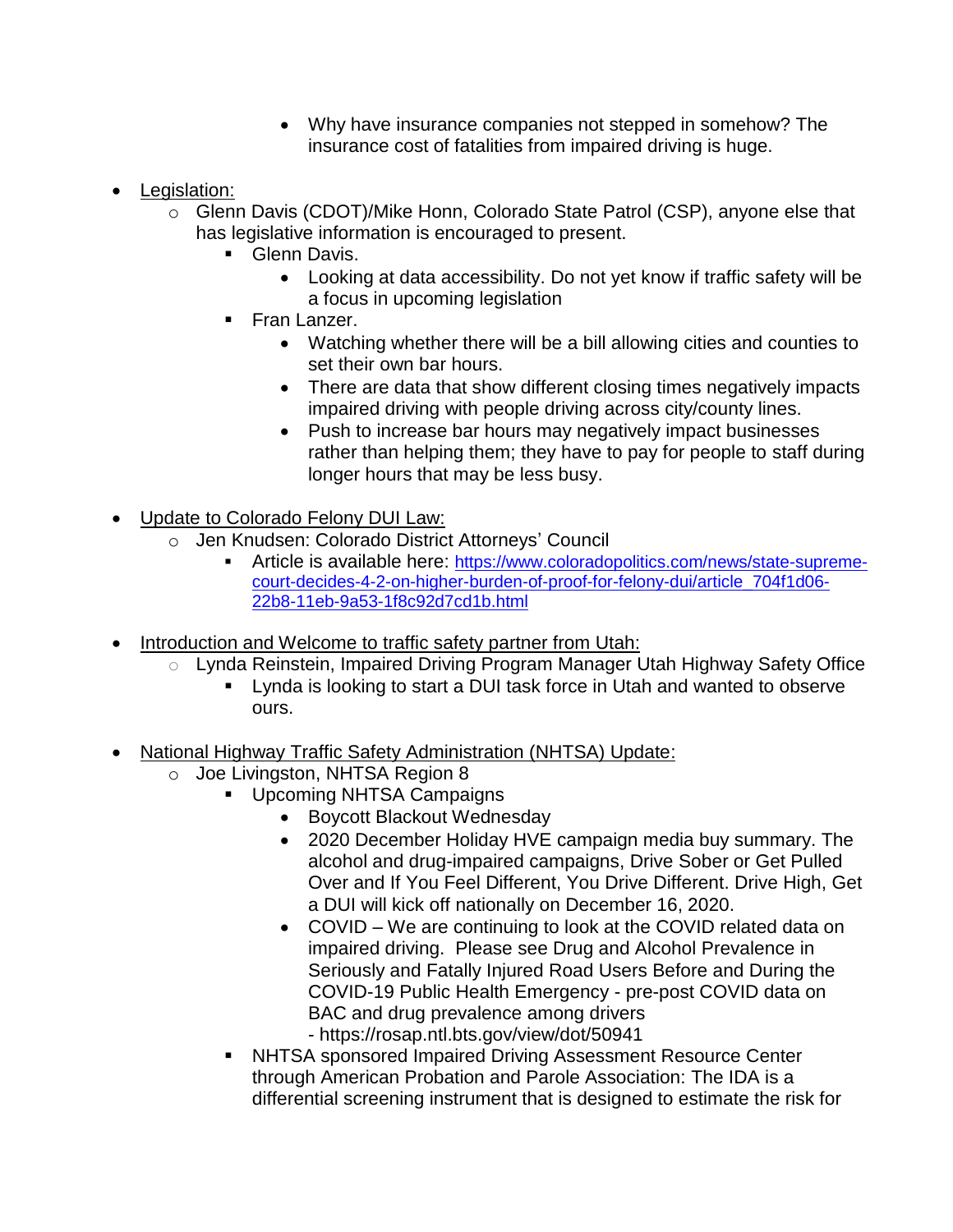- Why have insurance companies not stepped in somehow? The insurance cost of fatalities from impaired driving is huge.

- <u>Legislation:</u>
    - Glenn Davis (CDOT)/Mike Honn, Colorado State Patrol (CSP), anyone else that has legislative information is encouraged to present.
        - Glenn Davis.
            - Looking at data accessibility. Do not yet know if traffic safety will be a focus in upcoming legislation
        - Fran Lanzer.
            - Watching whether there will be a bill allowing cities and counties to set their own bar hours.
            - There are data that show different closing times negatively impacts impaired driving with people driving across city/county lines.
            - Push to increase bar hours may negatively impact businesses rather than helping them; they have to pay for people to staff during longer hours that may be less busy.

- <u>Update to Colorado Felony DUI Law:</u>
    - Jen Knudsen: Colorado District Attorneys' Council
        - Article is available here: https://www.coloradopolitics.com/news/state-supreme-court-decides-4-2-on-higher-burden-of-proof-for-felony-dui/article_704f1d06-22b8-11eb-9a53-1f8c92d7cd1b.html

- <u>Introduction and Welcome to traffic safety partner from Utah:</u>
    - Lynda Reinstein, Impaired Driving Program Manager Utah Highway Safety Office
        - Lynda is looking to start a DUI task force in Utah and wanted to observe ours.

- <u>National Highway Traffic Safety Administration (NHTSA) Update:</u>
    - Joe Livingston, NHTSA Region 8
        - Upcoming NHTSA Campaigns
            - Boycott Blackout Wednesday
            - 2020 December Holiday HVE campaign media buy summary. The alcohol and drug-impaired campaigns, Drive Sober or Get Pulled Over and If You Feel Different, You Drive Different. Drive High, Get a DUI will kick off nationally on December 16, 2020.
            - COVID – We are continuing to look at the COVID related data on impaired driving. Please see Drug and Alcohol Prevalence in Seriously and Fatally Injured Road Users Before and During the COVID-19 Public Health Emergency - pre-post COVID data on BAC and drug prevalence among drivers - https://rosap.ntl.bts.gov/view/dot/50941
        - NHTSA sponsored Impaired Driving Assessment Resource Center through American Probation and Parole Association: The IDA is a differential screening instrument that is designed to estimate the risk for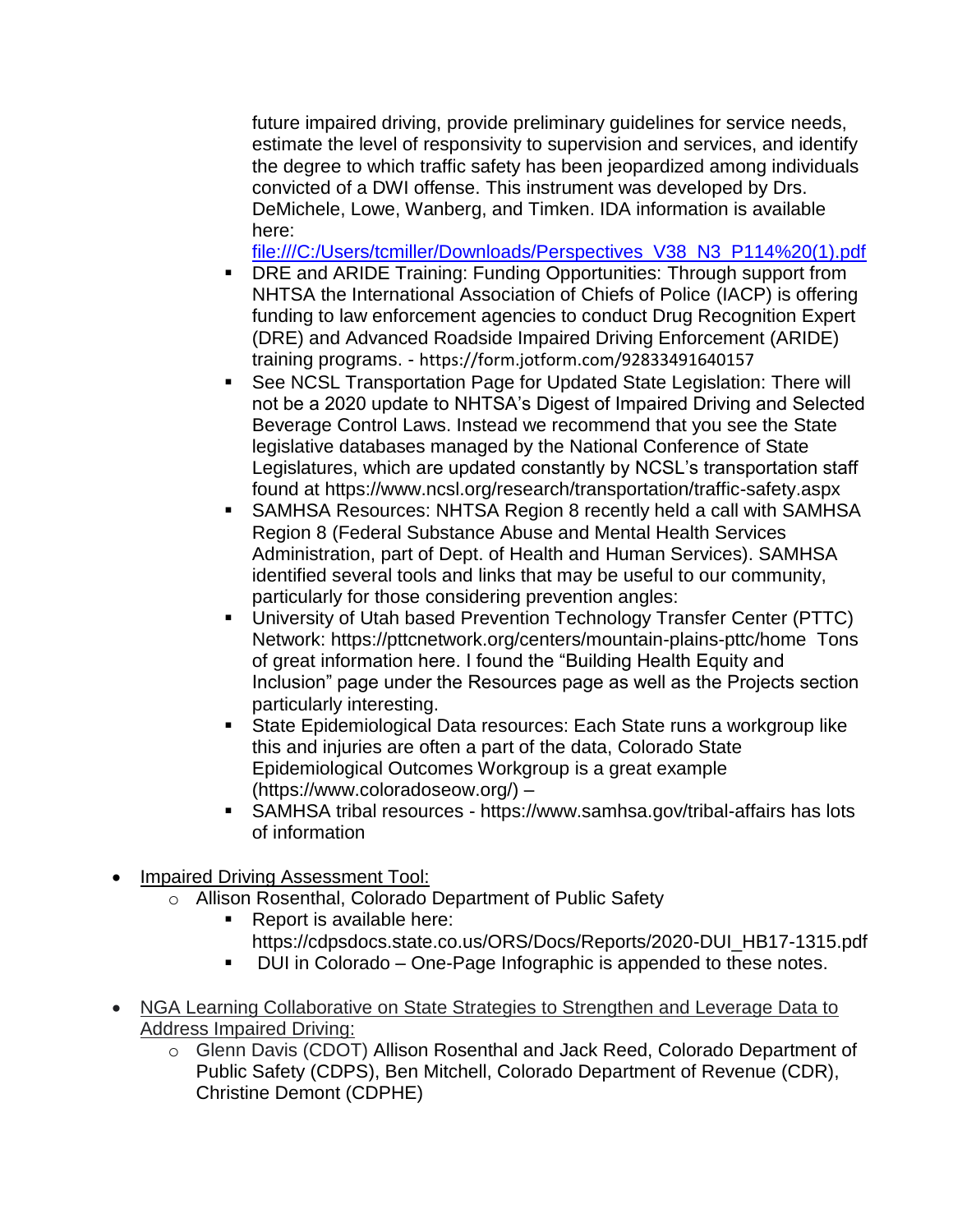future impaired driving, provide preliminary guidelines for service needs, estimate the level of responsivity to supervision and services, and identify the degree to which traffic safety has been jeopardized among individuals convicted of a DWI offense. This instrument was developed by Drs. DeMichele, Lowe, Wanberg, and Timken. IDA information is available here: file:///C:/Users/tcmiller/Downloads/Perspectives_V38_N3_P114%20(1).pdf

- DRE and ARIDE Training: Funding Opportunities: Through support from NHTSA the International Association of Chiefs of Police (IACP) is offering funding to law enforcement agencies to conduct Drug Recognition Expert (DRE) and Advanced Roadside Impaired Driving Enforcement (ARIDE) training programs. - https://form.jotform.com/92833491640157
- See NCSL Transportation Page for Updated State Legislation: There will not be a 2020 update to NHTSA's Digest of Impaired Driving and Selected Beverage Control Laws. Instead we recommend that you see the State legislative databases managed by the National Conference of State Legislatures, which are updated constantly by NCSL's transportation staff found at https://www.ncsl.org/research/transportation/traffic-safety.aspx
- SAMHSA Resources: NHTSA Region 8 recently held a call with SAMHSA Region 8 (Federal Substance Abuse and Mental Health Services Administration, part of Dept. of Health and Human Services). SAMHSA identified several tools and links that may be useful to our community, particularly for those considering prevention angles:
- University of Utah based Prevention Technology Transfer Center (PTTC) Network: https://pttcnetwork.org/centers/mountain-plains-pttc/home Tons of great information here. I found the "Building Health Equity and Inclusion" page under the Resources page as well as the Projects section particularly interesting.
- State Epidemiological Data resources: Each State runs a workgroup like this and injuries are often a part of the data, Colorado State Epidemiological Outcomes Workgroup is a great example (https://www.coloradoseow.org/) –
- SAMHSA tribal resources - https://www.samhsa.gov/tribal-affairs has lots of information

- Impaired Driving Assessment Tool:
  - Allison Rosenthal, Colorado Department of Public Safety
    - Report is available here: https://cdpsdocs.state.co.us/ORS/Docs/Reports/2020-DUI_HB17-1315.pdf
    - DUI in Colorado – One-Page Infographic is appended to these notes.

- NGA Learning Collaborative on State Strategies to Strengthen and Leverage Data to Address Impaired Driving:
  - Glenn Davis (CDOT) Allison Rosenthal and Jack Reed, Colorado Department of Public Safety (CDPS), Ben Mitchell, Colorado Department of Revenue (CDR), Christine Demont (CDPHE)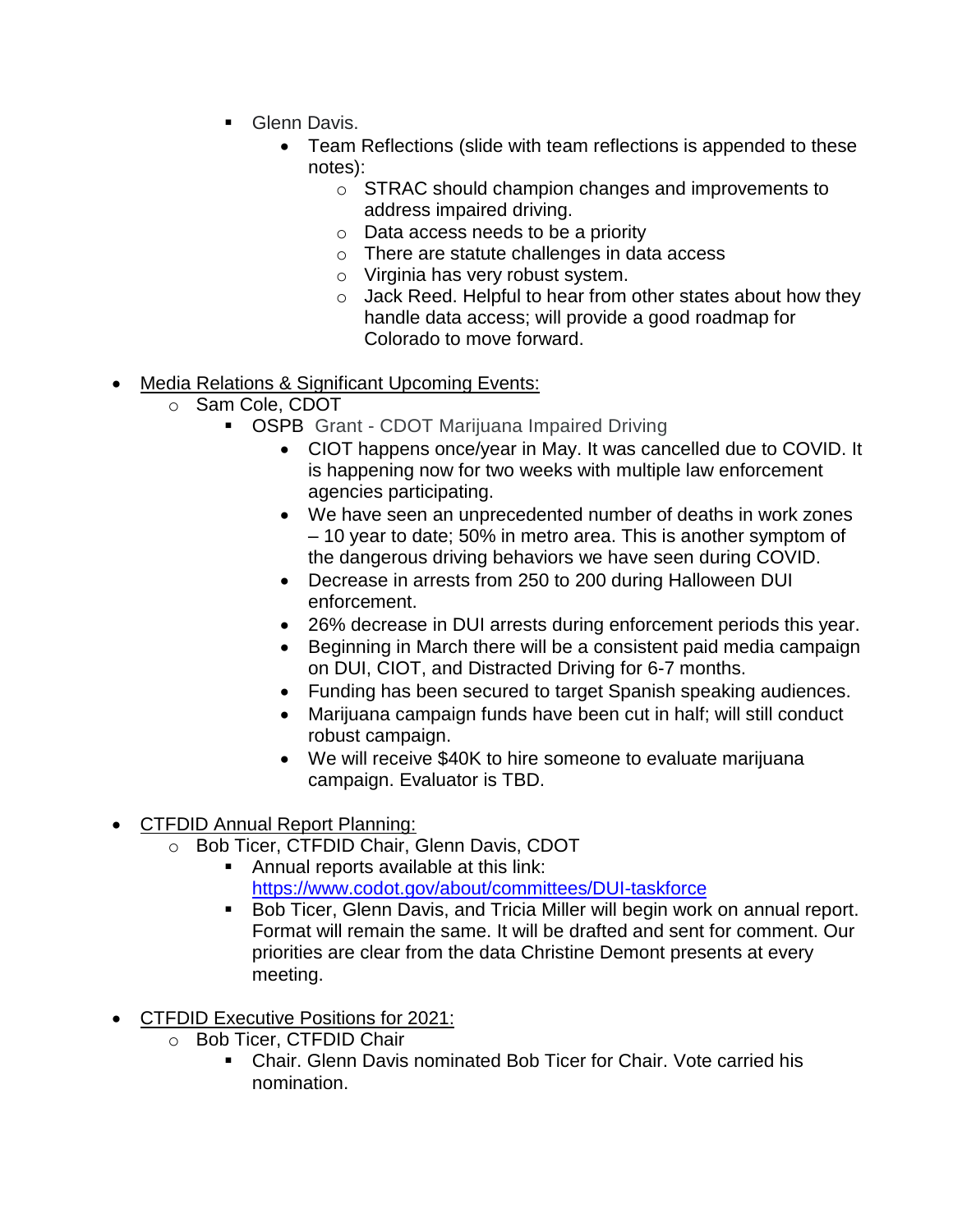- Glenn Davis.
  - Team Reflections (slide with team reflections is appended to these notes):
    - STRAC should champion changes and improvements to address impaired driving.
    - Data access needs to be a priority
    - There are statute challenges in data access
    - Virginia has very robust system.
    - Jack Reed. Helpful to hear from other states about how they handle data access; will provide a good roadmap for Colorado to move forward.

- <u>Media Relations & Significant Upcoming Events:</u>
  - Sam Cole, CDOT
    - OSPB Grant - CDOT Marijuana Impaired Driving
      - CIOT happens once/year in May. It was cancelled due to COVID. It is happening now for two weeks with multiple law enforcement agencies participating.
      - We have seen an unprecedented number of deaths in work zones – 10 year to date; 50% in metro area. This is another symptom of the dangerous driving behaviors we have seen during COVID.
      - Decrease in arrests from 250 to 200 during Halloween DUI enforcement.
      - 26% decrease in DUI arrests during enforcement periods this year.
      - Beginning in March there will be a consistent paid media campaign on DUI, CIOT, and Distracted Driving for 6-7 months.
      - Funding has been secured to target Spanish speaking audiences.
      - Marijuana campaign funds have been cut in half; will still conduct robust campaign.
      - We will receive $40K to hire someone to evaluate marijuana campaign. Evaluator is TBD.

- <u>CTFDID Annual Report Planning:</u>
  - Bob Ticer, CTFDID Chair, Glenn Davis, CDOT
    - Annual reports available at this link: [https://www.codot.gov/about/committees/DUI-taskforce](https://www.codot.gov/about/committees/DUI-taskforce)
    - Bob Ticer, Glenn Davis, and Tricia Miller will begin work on annual report. Format will remain the same. It will be drafted and sent for comment. Our priorities are clear from the data Christine Demont presents at every meeting.

- <u>CTFDID Executive Positions for 2021:</u>
  - Bob Ticer, CTFDID Chair
    - Chair. Glenn Davis nominated Bob Ticer for Chair. Vote carried his nomination.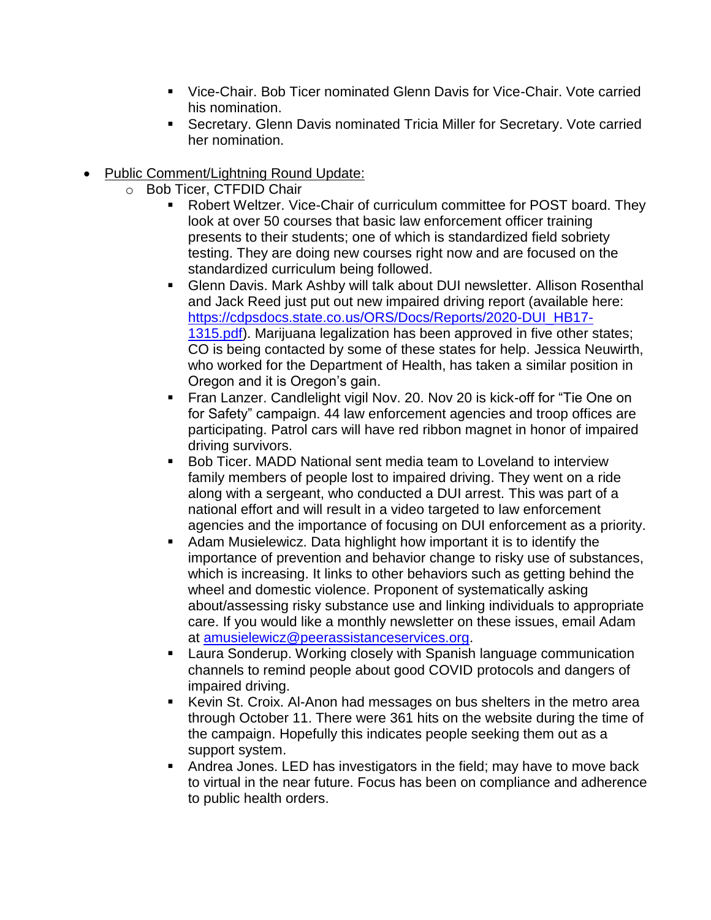- Vice-Chair. Bob Ticer nominated Glenn Davis for Vice-Chair. Vote carried his nomination.
    - Secretary. Glenn Davis nominated Tricia Miller for Secretary. Vote carried her nomination.

- Public Comment/Lightning Round Update:
  - Bob Ticer, CTFDID Chair
    - Robert Weltzer. Vice-Chair of curriculum committee for POST board. They look at over 50 courses that basic law enforcement officer training presents to their students; one of which is standardized field sobriety testing. They are doing new courses right now and are focused on the standardized curriculum being followed.
    - Glenn Davis. Mark Ashby will talk about DUI newsletter. Allison Rosenthal and Jack Reed just put out new impaired driving report (available here: [https://cdpsdocs.state.co.us/ORS/Docs/Reports/2020-DUI_HB17-1315.pdf](https://cdpsdocs.state.co.us/ORS/Docs/Reports/2020-DUI_HB17-1315.pdf)). Marijuana legalization has been approved in five other states; CO is being contacted by some of these states for help. Jessica Neuwirth, who worked for the Department of Health, has taken a similar position in Oregon and it is Oregon's gain.
    - Fran Lanzer. Candlelight vigil Nov. 20. Nov 20 is kick-off for "Tie One on for Safety" campaign. 44 law enforcement agencies and troop offices are participating. Patrol cars will have red ribbon magnet in honor of impaired driving survivors.
    - Bob Ticer. MADD National sent media team to Loveland to interview family members of people lost to impaired driving. They went on a ride along with a sergeant, who conducted a DUI arrest. This was part of a national effort and will result in a video targeted to law enforcement agencies and the importance of focusing on DUI enforcement as a priority.
    - Adam Musielewicz. Data highlight how important it is to identify the importance of prevention and behavior change to risky use of substances, which is increasing. It links to other behaviors such as getting behind the wheel and domestic violence. Proponent of systematically asking about/assessing risky substance use and linking individuals to appropriate care. If you would like a monthly newsletter on these issues, email Adam at [amusielewicz@peerassistanceservices.org](mailto:amusielewicz@peerassistanceservices.org).
    - Laura Sonderup. Working closely with Spanish language communication channels to remind people about good COVID protocols and dangers of impaired driving.
    - Kevin St. Croix. Al-Anon had messages on bus shelters in the metro area through October 11. There were 361 hits on the website during the time of the campaign. Hopefully this indicates people seeking them out as a support system.
    - Andrea Jones. LED has investigators in the field; may have to move back to virtual in the near future. Focus has been on compliance and adherence to public health orders.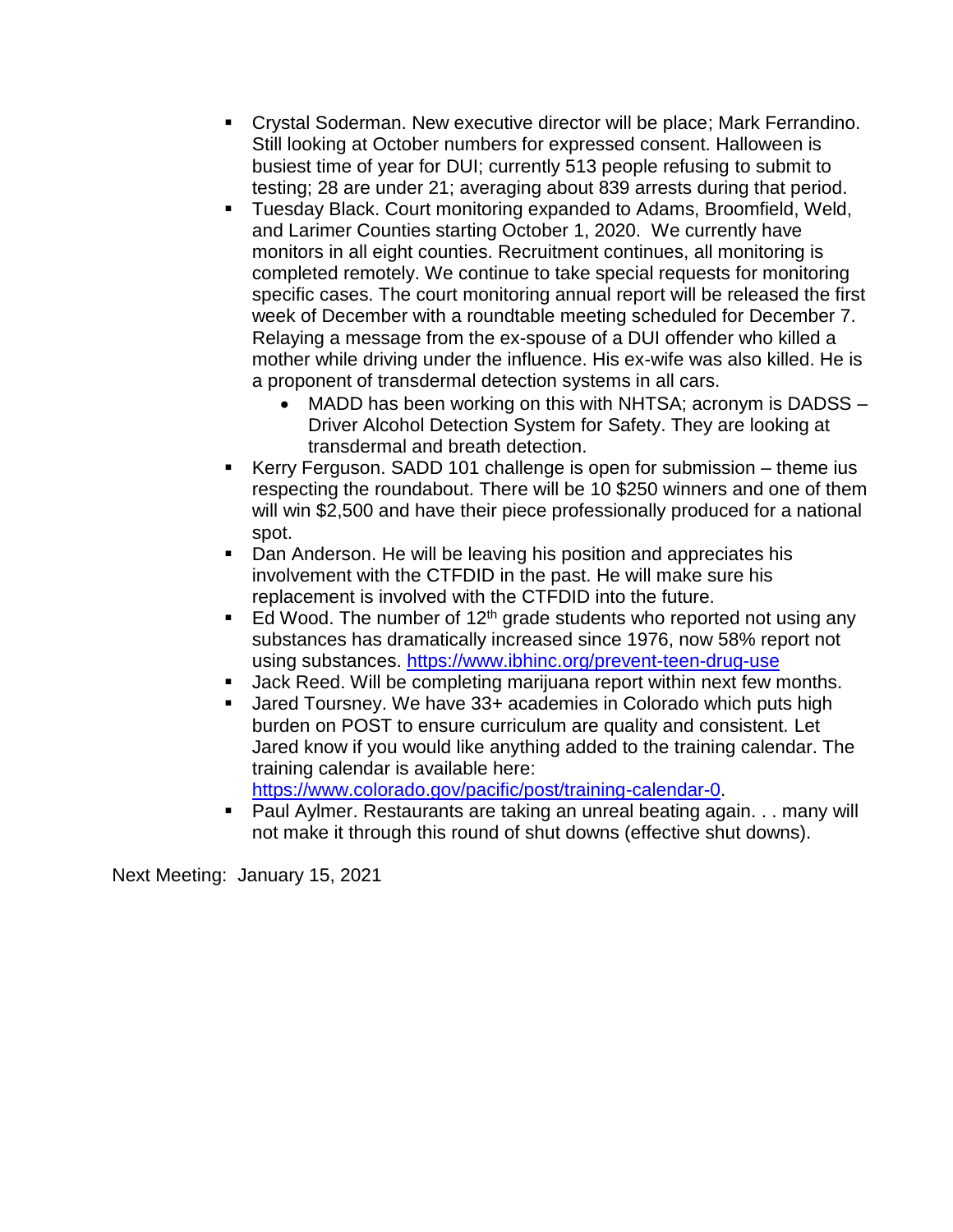- Crystal Soderman. New executive director will be place; Mark Ferrandino. Still looking at October numbers for expressed consent. Halloween is busiest time of year for DUI; currently 513 people refusing to submit to testing; 28 are under 21; averaging about 839 arrests during that period.
- Tuesday Black. Court monitoring expanded to Adams, Broomfield, Weld, and Larimer Counties starting October 1, 2020. We currently have monitors in all eight counties. Recruitment continues, all monitoring is completed remotely. We continue to take special requests for monitoring specific cases. The court monitoring annual report will be released the first week of December with a roundtable meeting scheduled for December 7. Relaying a message from the ex-spouse of a DUI offender who killed a mother while driving under the influence. His ex-wife was also killed. He is a proponent of transdermal detection systems in all cars.
  - MADD has been working on this with NHTSA; acronym is DADSS – Driver Alcohol Detection System for Safety. They are looking at transdermal and breath detection.
- Kerry Ferguson. SADD 101 challenge is open for submission – theme ius respecting the roundabout. There will be 10 $250 winners and one of them will win $2,500 and have their piece professionally produced for a national spot.
- Dan Anderson. He will be leaving his position and appreciates his involvement with the CTFDID in the past. He will make sure his replacement is involved with the CTFDID into the future.
- Ed Wood. The number of 12th grade students who reported not using any substances has dramatically increased since 1976, now 58% report not using substances. https://www.ibhinc.org/prevent-teen-drug-use
- Jack Reed. Will be completing marijuana report within next few months.
- Jared Toursney. We have 33+ academies in Colorado which puts high burden on POST to ensure curriculum are quality and consistent. Let Jared know if you would like anything added to the training calendar. The training calendar is available here: https://www.colorado.gov/pacific/post/training-calendar-0.
- Paul Aylmer. Restaurants are taking an unreal beating again. . . many will not make it through this round of shut downs (effective shut downs).

Next Meeting: January 15, 2021